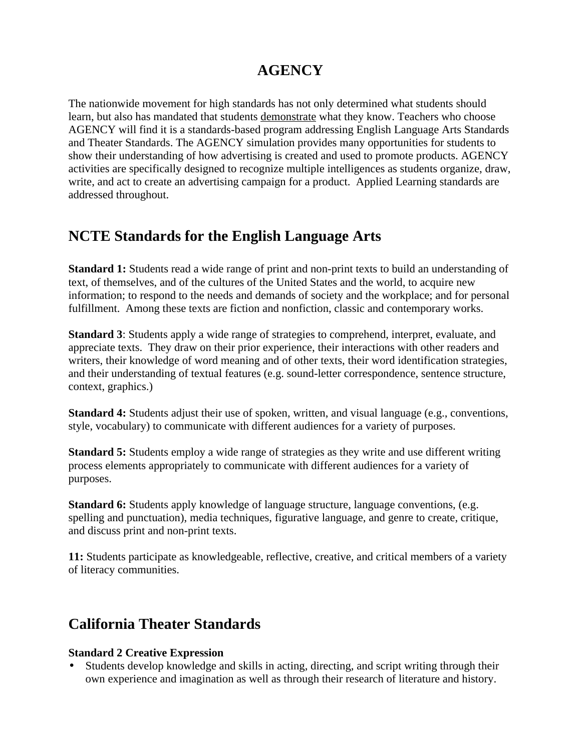# AGENCY

The nationwide movement for high standards has not only determined what students should learn, but also has mandated that students <u>demonstrate</u> what they know. Teachers who choose AGENCY will find it is a standards-based program addressing English Language Arts Standards and Theater Standards. The AGENCY simulation provides many opportunities for students to show their understanding of how advertising is created and used to promote products. AGENCY activities are specifically designed to recognize multiple intelligences as students organize, draw, write, and act to create an advertising campaign for a product. Applied Learning standards are addressed throughout.

## NCTE Standards for the English Language Arts

**Standard 1:** Students read a wide range of print and non-print texts to build an understanding of text, of themselves, and of the cultures of the United States and the world, to acquire new information; to respond to the needs and demands of society and the workplace; and for personal fulfillment. Among these texts are fiction and nonfiction, classic and contemporary works.

**Standard 3**: Students apply a wide range of strategies to comprehend, interpret, evaluate, and appreciate texts. They draw on their prior experience, their interactions with other readers and writers, their knowledge of word meaning and of other texts, their word identification strategies, and their understanding of textual features (e.g. sound-letter correspondence, sentence structure, context, graphics.)

**Standard 4:** Students adjust their use of spoken, written, and visual language (e.g., conventions, style, vocabulary) to communicate with different audiences for a variety of purposes.

**Standard 5:** Students employ a wide range of strategies as they write and use different writing process elements appropriately to communicate with different audiences for a variety of purposes.

**Standard 6:** Students apply knowledge of language structure, language conventions, (e.g. spelling and punctuation), media techniques, figurative language, and genre to create, critique, and discuss print and non-print texts.

**11:** Students participate as knowledgeable, reflective, creative, and critical members of a variety of literacy communities.

## California Theater Standards

**Standard 2 Creative Expression**

- Students develop knowledge and skills in acting, directing, and script writing through their own experience and imagination as well as through their research of literature and history.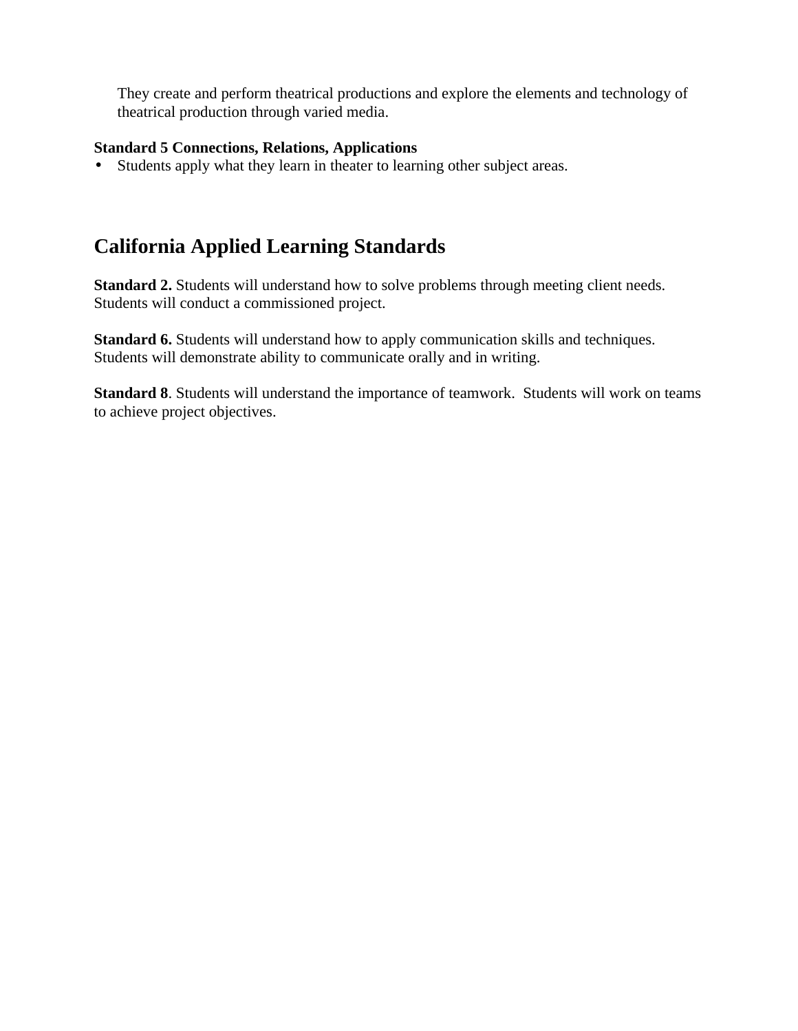They create and perform theatrical productions and explore the elements and technology of theatrical production through varied media.

**Standard 5 Connections, Relations, Applications**

- Students apply what they learn in theater to learning other subject areas.

## California Applied Learning Standards

**Standard 2.** Students will understand how to solve problems through meeting client needs. Students will conduct a commissioned project.

**Standard 6.** Students will understand how to apply communication skills and techniques. Students will demonstrate ability to communicate orally and in writing.

**Standard 8**. Students will understand the importance of teamwork. Students will work on teams to achieve project objectives.